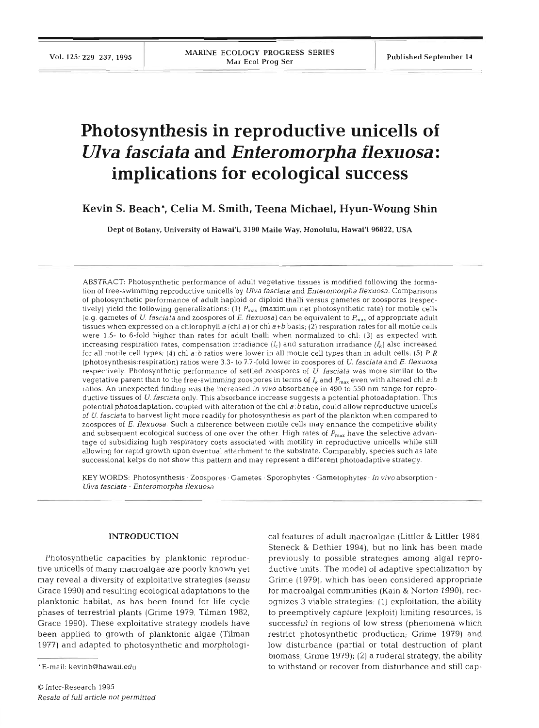# Photosynthesis in reproductive unicells of *Ulva fasciata* and *Enteromorpha flexuosa*: implications for ecological success

**Kevin S. Beach\*, Celia M. Smith, Teena Michael, Hyun-Woung Shin**

Dept of Botany, University of Hawai'i, 3190 Maile Way, Honolulu, Hawai'i 96822, USA

ABSTRACT: Photosynthetic performance of adult vegetative tissues is modified following the formation of free-swimming reproductive unicells by *Ulva fasciata* and *Enteromorpha flexuosa*. Comparisons of photosynthetic performance of adult haploid or diploid thalli versus gametes or zoospores (respectively) yield the following generalizations: (1) $P_{max}$ (maximum net photosynthetic rate) for motile cells (e.g. gametes of *U. fasciata* and zoospores of *E. flexuosa*) can be equivalent to $P_{max}$ of appropriate adult tissues when expressed on a chlorophyll *a* (chl *a*) or chl *a*+*b* basis; (2) respiration rates for all motile cells were 1.5- to 6-fold higher than rates for adult thalli when normalized to chl; (3) as expected with increasing respiration rates, compensation irradiance ($I_c$) and saturation irradiance ($I_k$) also increased for all motile cell types; (4) chl *a*:*b* ratios were lower in all motile cell types than in adult cells; (5) *P*:*R* (photosynthesis:respiration) ratios were 3.3- to 7.7-fold lower in zoospores of *U. fasciata* and *E. flexuosa* respectively. Photosynthetic performance of settled zoospores of *U. fasciata* was more similar to the vegetative parent than to the free-swimming zoospores in terms of $I_k$ and $P_{max}$ even with altered chl *a*:*b* ratios. An unexpected finding was the increased *in vivo* absorbance in 490 to 550 nm range for reproductive tissues of *U. fasciata* only. This absorbance increase suggests a potential photoadaptation. This potential photoadaptation, coupled with alteration of the chl *a*:*b* ratio, could allow reproductive unicells of *U. fasciata* to harvest light more readily for photosynthesis as part of the plankton when compared to zoospores of *E. flexuosa*. Such a difference between motile cells may enhance the competitive ability and subsequent ecological success of one over the other. High rates of $P_{max}$ have the selective advantage of subsidizing high respiratory costs associated with motility in reproductive unicells while still allowing for rapid growth upon eventual attachment to the substrate. Comparably, species such as late successional kelps do not show this pattern and may represent a different photoadaptive strategy.

KEY WORDS: Photosynthesis · Zoospores · Gametes · Sporophytes · Gametophytes · *In vivo* absorption · *Ulva fasciata* · *Enteromorpha flexuosa*

## INTRODUCTION

Photosynthetic capacities by planktonic reproductive unicells of many macroalgae are poorly known yet may reveal a diversity of exploitative strategies (*sensu* Grace 1990) and resulting ecological adaptations to the planktonic habitat, as has been found for life cycle phases of terrestrial plants (Grime 1979, Tilman 1982, Grace 1990). These exploitative strategy models have been applied to growth of planktonic algae (Tilman 1977) and adapted to photosynthetic and morphological features of adult macroalgae (Littler & Littler 1984, Steneck & Dethier 1994), but no link has been made previously to possible strategies among algal reproductive units. The model of adaptive specialization by Grime (1979), which has been considered appropriate for macroalgal communities (Kain & Norton 1990), recognizes 3 viable strategies: (1) exploitation, the ability to preemptively capture (exploit) limiting resources, is successful in regions of low stress (phenomena which restrict photosynthetic production; Grime 1979) and low disturbance (partial or total destruction of plant biomass; Grime 1979); (2) a ruderal strategy, the ability to withstand or recover from disturbance and still cap-

\*E-mail: kevinb@hawaii.edu

© Inter-Research 1995
*Resale of full article not permitted*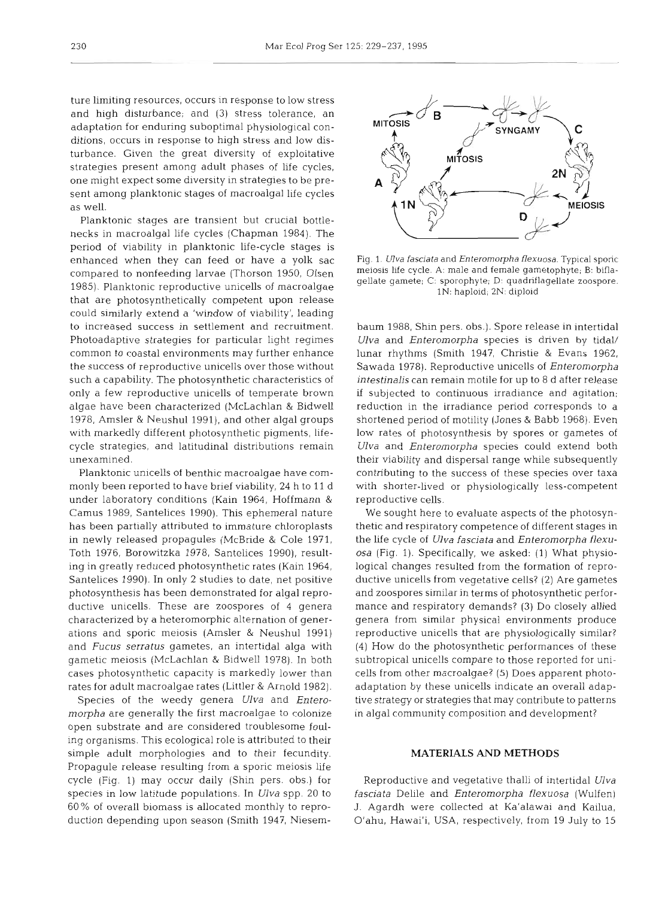ture limiting resources, occurs in response to low stress and high disturbance; and (3) stress tolerance, an adaptation for enduring suboptimal physiological conditions, occurs in response to high stress and low disturbance. Given the great diversity of exploitative strategies present among adult phases of life cycles, one might expect some diversity in strategies to be present among planktonic stages of macroalgal life cycles as well.

Planktonic stages are transient but crucial bottlenecks in macroalgal life cycles (Chapman 1984). The period of viability in planktonic life-cycle stages is enhanced when they can feed or have a yolk sac compared to nonfeeding larvae (Thorson 1950, Olsen 1985). Planktonic reproductive unicells of macroalgae that are photosynthetically competent upon release could similarly extend a 'window of viability', leading to increased success in settlement and recruitment. Photoadaptive strategies for particular light regimes common to coastal environments may further enhance the success of reproductive unicells over those without such a capability. The photosynthetic characteristics of only a few reproductive unicells of temperate brown algae have been characterized (McLachlan & Bidwell 1978, Amsler & Neushul 1991), and other algal groups with markedly different photosynthetic pigments, life-cycle strategies, and latitudinal distributions remain unexamined.

Planktonic unicells of benthic macroalgae have commonly been reported to have brief viability, 24 h to 11 d under laboratory conditions (Kain 1964, Hoffmann & Camus 1989, Santelices 1990). This ephemeral nature has been partially attributed to immature chloroplasts in newly released propagules (McBride & Cole 1971, Toth 1976, Borowitzka 1978, Santelices 1990), resulting in greatly reduced photosynthetic rates (Kain 1964, Santelices 1990). In only 2 studies to date, net positive photosynthesis has been demonstrated for algal reproductive unicells. These are zoospores of 4 genera characterized by a heteromorphic alternation of generations and sporic meiosis (Amsler & Neushul 1991) and *Fucus serratus* gametes, an intertidal alga with gametic meiosis (McLachlan & Bidwell 1978). In both cases photosynthetic capacity is markedly lower than rates for adult macroalgae rates (Littler & Arnold 1982).

Species of the weedy genera *Ulva* and *Enteromorpha* are generally the first macroalgae to colonize open substrate and are considered troublesome fouling organisms. This ecological role is attributed to their simple adult morphologies and to their fecundity. Propagule release resulting from a sporic meiosis life cycle (Fig. 1) may occur daily (Shin pers. obs.) for species in low latitude populations. In *Ulva* spp. 20 to 60% of overall biomass is allocated monthly to reproduction depending upon season (Smith 1947, Niesembaum 1988, Shin pers. obs.). Spore release in intertidal *Ulva* and *Enteromorpha* species is driven by tidal/lunar rhythms (Smith 1947, Christie & Evans 1962, Sawada 1978). Reproductive unicells of *Enteromorpha intestinalis* can remain motile for up to 8 d after release if subjected to continuous irradiance and agitation; reduction in the irradiance period corresponds to a shortened period of motility (Jones & Babb 1968). Even low rates of photosynthesis by spores or gametes of *Ulva* and *Enteromorpha* species could extend both their viability and dispersal range while subsequently contributing to the success of these species over taxa with shorter-lived or physiologically less-competent reproductive cells.

Fig. 1. *Ulva fasciata* and *Enteromorpha flexuosa*. Typical sporic meiosis life cycle. A: male and female gametophyte; B: biflagellate gamete; C: sporophyte; D: quadriflagellate zoospore. 1N: haploid; 2N: diploid

We sought here to evaluate aspects of the photosynthetic and respiratory competence of different stages in the life cycle of *Ulva fasciata* and *Enteromorpha flexuosa* (Fig. 1). Specifically, we asked: (1) What physiological changes resulted from the formation of reproductive unicells from vegetative cells? (2) Are gametes and zoospores similar in terms of photosynthetic performance and respiratory demands? (3) Do closely allied genera from similar physical environments produce reproductive unicells that are physiologically similar? (4) How do the photosynthetic performances of these subtropical unicells compare to those reported for unicells from other macroalgae? (5) Does apparent photoadaptation by these unicells indicate an overall adaptive strategy or strategies that may contribute to patterns in algal community composition and development?

## MATERIALS AND METHODS

Reproductive and vegetative thalli of intertidal *Ulva fasciata* Delile and *Enteromorpha flexuosa* (Wulfen) J. Agardh were collected at Ka'alawai and Kailua, O'ahu, Hawai'i, USA, respectively, from 19 July to 15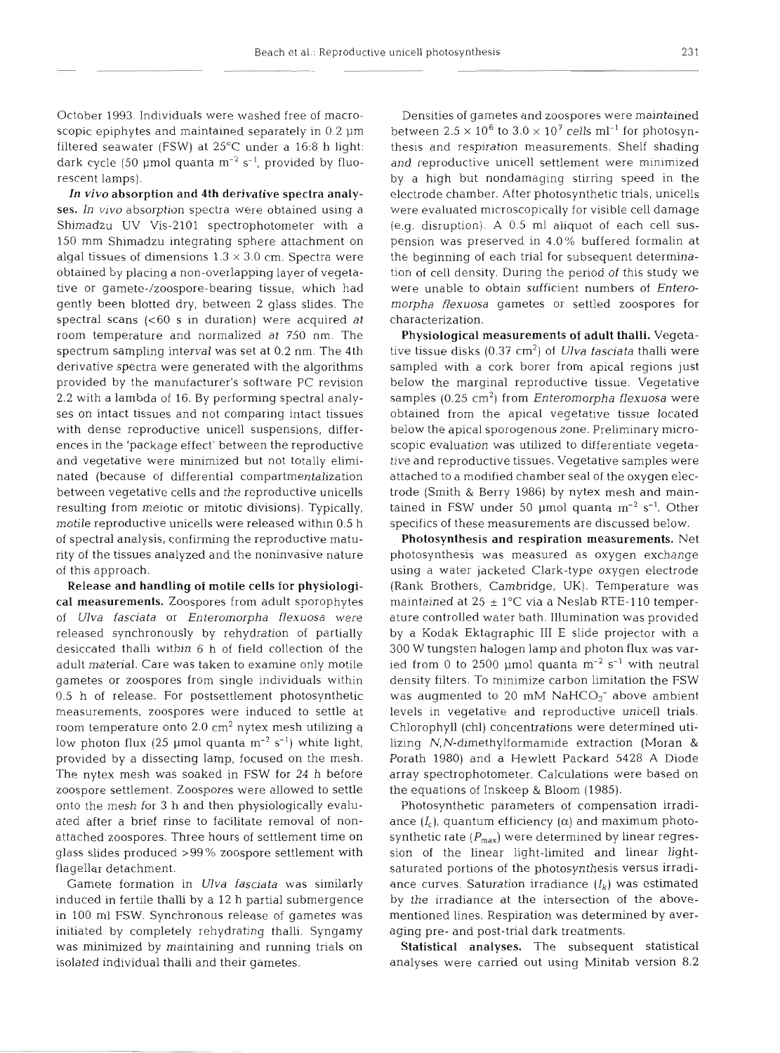October 1993. Individuals were washed free of macroscopic epiphytes and maintained separately in 0.2 µm filtered seawater (FSW) at 25°C under a 16:8 h light: dark cycle (50 µmol quanta $m^{-2}$ $s^{-1}$, provided by fluorescent lamps).

***In vivo* absorption and 4th derivative spectra analyses.** *In vivo* absorption spectra were obtained using a Shimadzu UV Vis-2101 spectrophotometer with a 150 mm Shimadzu integrating sphere attachment on algal tissues of dimensions 1.3 × 3.0 cm. Spectra were obtained by placing a non-overlapping layer of vegetative or gamete-/zoospore-bearing tissue, which had gently been blotted dry, between 2 glass slides. The spectral scans (<60 s in duration) were acquired at room temperature and normalized at 750 nm. The spectrum sampling interval was set at 0.2 nm. The 4th derivative spectra were generated with the algorithms provided by the manufacturer's software PC revision 2.2 with a lambda of 16. By performing spectral analyses on intact tissues and not comparing intact tissues with dense reproductive unicell suspensions, differences in the 'package effect' between the reproductive and vegetative were minimized but not totally eliminated (because of differential compartmentalization between vegetative cells and the reproductive unicells resulting from meiotic or mitotic divisions). Typically, motile reproductive unicells were released within 0.5 h of spectral analysis, confirming the reproductive maturity of the tissues analyzed and the noninvasive nature of this approach.

**Release and handling of motile cells for physiological measurements.** Zoospores from adult sporophytes of *Ulva fasciata* or *Enteromorpha flexuosa* were released synchronously by rehydration of partially desiccated thalli within 6 h of field collection of the adult material. Care was taken to examine only motile gametes or zoospores from single individuals within 0.5 h of release. For postsettlement photosynthetic measurements, zoospores were induced to settle at room temperature onto 2.0 $cm^2$ nytex mesh utilizing a low photon flux (25 µmol quanta $m^{-2}$ $s^{-1}$) white light, provided by a dissecting lamp, focused on the mesh. The nytex mesh was soaked in FSW for 24 h before zoospore settlement. Zoospores were allowed to settle onto the mesh for 3 h and then physiologically evaluated after a brief rinse to facilitate removal of non-attached zoospores. Three hours of settlement time on glass slides produced >99% zoospore settlement with flagellar detachment.

Gamete formation in *Ulva fasciata* was similarly induced in fertile thalli by a 12 h partial submergence in 100 ml FSW. Synchronous release of gametes was initiated by completely rehydrating thalli. Syngamy was minimized by maintaining and running trials on isolated individual thalli and their gametes.

Densities of gametes and zoospores were maintained between $2.5 \times 10^6$ to $3.0 \times 10^7$ cells $ml^{-1}$ for photosynthesis and respiration measurements. Shelf shading and reproductive unicell settlement were minimized by a high but nondamaging stirring speed in the electrode chamber. After photosynthetic trials, unicells were evaluated microscopically for visible cell damage (e.g. disruption). A 0.5 ml aliquot of each cell suspension was preserved in 4.0% buffered formalin at the beginning of each trial for subsequent determination of cell density. During the period of this study we were unable to obtain sufficient numbers of *Enteromorpha flexuosa* gametes or settled zoospores for characterization.

**Physiological measurements of adult thalli.** Vegetative tissue disks (0.37 $cm^2$) of *Ulva fasciata* thalli were sampled with a cork borer from apical regions just below the marginal reproductive tissue. Vegetative samples (0.25 $cm^2$) from *Enteromorpha flexuosa* were obtained from the apical vegetative tissue located below the apical sporogenous zone. Preliminary microscopic evaluation was utilized to differentiate vegetative and reproductive tissues. Vegetative samples were attached to a modified chamber seal of the oxygen electrode (Smith & Berry 1986) by nytex mesh and maintained in FSW under 50 µmol quanta $m^{-2}$ $s^{-1}$. Other specifics of these measurements are discussed below.

**Photosynthesis and respiration measurements.** Net photosynthesis was measured as oxygen exchange using a water jacketed Clark-type oxygen electrode (Rank Brothers, Cambridge, UK). Temperature was maintained at 25 ± 1°C via a Neslab RTE-110 temperature controlled water bath. Illumination was provided by a Kodak Ektagraphic III E slide projector with a 300 W tungsten halogen lamp and photon flux was varied from 0 to 2500 µmol quanta $m^{-2}$ $s^{-1}$ with neutral density filters. To minimize carbon limitation the FSW was augmented to 20 mM $NaHCO_3^-$ above ambient levels in vegetative and reproductive unicell trials. Chlorophyll (chl) concentrations were determined utilizing *N,N*-dimethylformamide extraction (Moran & Porath 1980) and a Hewlett Packard 5428 A Diode array spectrophotometer. Calculations were based on the equations of Inskeep & Bloom (1985).

Photosynthetic parameters of compensation irradiance ($I_c$), quantum efficiency ($\alpha$) and maximum photosynthetic rate ($P_{max}$) were determined by linear regression of the linear light-limited and linear light-saturated portions of the photosynthesis versus irradiance curves. Saturation irradiance ($I_k$) was estimated by the irradiance at the intersection of the above-mentioned lines. Respiration was determined by averaging pre- and post-trial dark treatments.

**Statistical analyses.** The subsequent statistical analyses were carried out using Minitab version 8.2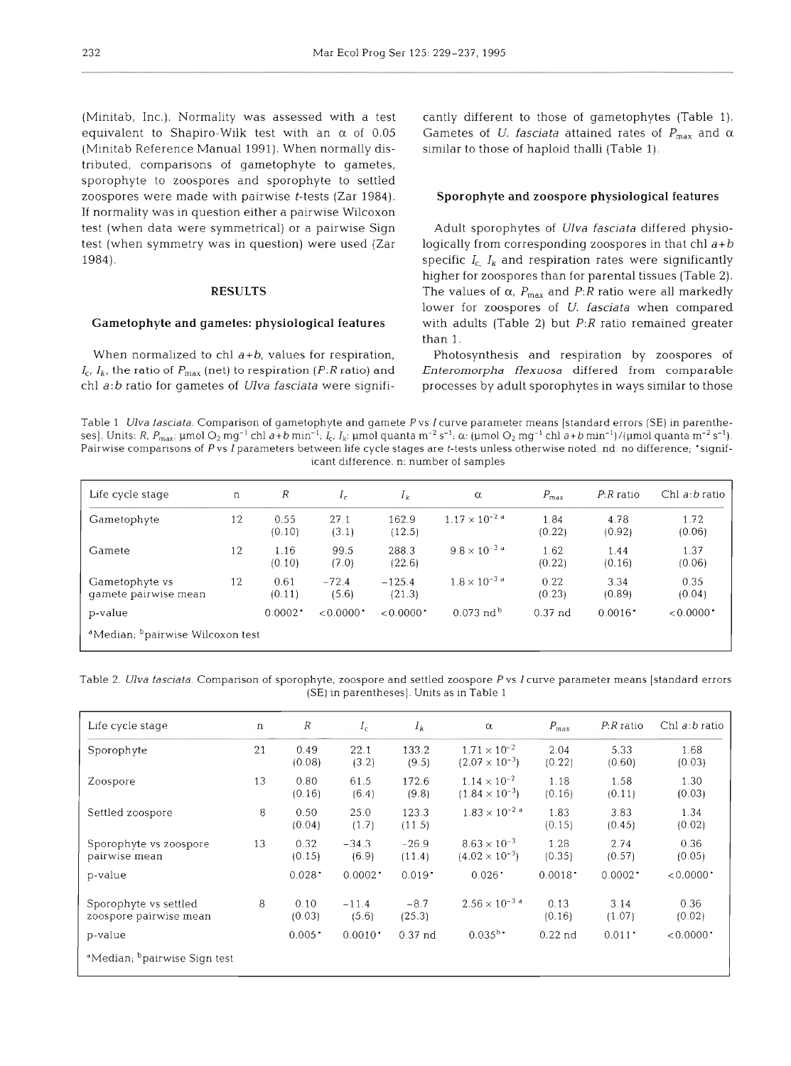(Minitab, Inc.). Normality was assessed with a test equivalent to Shapiro-Wilk test with an $\alpha$ of 0.05 (Minitab Reference Manual 1991). When normally distributed, comparisons of gametophyte to gametes, sporophyte to zoospores and sporophyte to settled zoospores were made with pairwise *t*-tests (Zar 1984). If normality was in question either a pairwise Wilcoxon test (when data were symmetrical) or a pairwise Sign test (when symmetry was in question) were used (Zar 1984).

## RESULTS

### Gametophyte and gametes: physiological features

When normalized to chl *a+b*, values for respiration, $I_c$, $I_k$, the ratio of $P_{max}$ (net) to respiration (*P*:*R* ratio) and chl *a*:*b* ratio for gametes of *Ulva fasciata* were significantly different to those of gametophytes (Table 1). Gametes of *U. fasciata* attained rates of $P_{max}$ and $\alpha$ similar to those of haploid thalli (Table 1).

### Sporophyte and zoospore physiological features

Adult sporophytes of *Ulva fasciata* differed physiologically from corresponding zoospores in that chl *a+b* specific $I_c$, $I_k$ and respiration rates were significantly higher for zoospores than for parental tissues (Table 2). The values of $\alpha$, $P_{max}$ and *P*:*R* ratio were all markedly lower for zoospores of *U. fasciata* when compared with adults (Table 2) but *P*:*R* ratio remained greater than 1.

Photosynthesis and respiration by zoospores of *Enteromorpha flexuosa* differed from comparable processes by adult sporophytes in ways similar to those

Table 1. *Ulva fasciata*. Comparison of gametophyte and gamete *P* vs *I* curve parameter means [standard errors (SE) in parentheses]. Units: *R*, $P_{max}$: µmol $O_2$ $mg^{-1}$ chl *a+b* $min^{-1}$; $I_c$, $I_k$: µmol quanta $m^{-2}$ $s^{-1}$; $\alpha$: (µmol $O_2$ $mg^{-1}$ chl *a+b* $min^{-1}$)/(µmol quanta $m^{-2}$ $s^{-1}$). Pairwise comparisons of *P* vs *I* parameters between life cycle stages are *t*-tests unless otherwise noted. nd: no difference; *significant difference. n: number of samples

| Life cycle stage | n | *R* | $I_c$ | $I_k$ | $\alpha$ | $P_{max}$ | *P*:*R* ratio | Chl *a*:*b* ratio |
|---|---|---|---|---|---|---|---|---|
| Gametophyte | 12 | 0.55 (0.10) | 27.1 (3.1) | 162.9 (12.5) | $1.17 \times 10^{-2}$ [a] | 1.84 (0.22) | 4.78 (0.92) | 1.72 (0.06) |
| Gamete | 12 | 1.16 (0.10) | 99.5 (7.0) | 288.3 (22.6) | $9.8 \times 10^{-3}$ [a] | 1.62 (0.22) | 1.44 (0.16) | 1.37 (0.06) |
| Gametophyte vs gamete pairwise mean | 12 | 0.61 (0.11) | −72.4 (5.6) | −125.4 (21.3) | $1.8 \times 10^{-3}$ [a] | 0.22 (0.23) | 3.34 (0.89) | 0.35 (0.04) |
| p-value | | 0.0002* | <0.0000* | <0.0000* | 0.073 nd[b] | 0.37 nd | 0.0016* | <0.0000* |

[a]Median; [b]pairwise Wilcoxon test

Table 2. *Ulva fasciata*. Comparison of sporophyte, zoospore and settled zoospore *P* vs *I* curve parameter means [standard errors (SE) in parentheses]. Units as in Table 1

| Life cycle stage | n | *R* | $I_c$ | $I_k$ | $\alpha$ | $P_{max}$ | *P*:*R* ratio | Chl *a*:*b* ratio |
|---|---|---|---|---|---|---|---|---|
| Sporophyte | 21 | 0.49 (0.08) | 22.1 (3.2) | 133.2 (9.5) | $1.71 \times 10^{-2}$ ($2.07 \times 10^{-3}$) | 2.04 (0.22) | 5.33 (0.60) | 1.68 (0.03) |
| Zoospore | 13 | 0.80 (0.16) | 61.5 (6.4) | 172.6 (9.8) | $1.14 \times 10^{-2}$ ($1.84 \times 10^{-3}$) | 1.18 (0.16) | 1.58 (0.11) | 1.30 (0.03) |
| Settled zoospore | 8 | 0.50 (0.04) | 25.0 (1.7) | 123.3 (11.5) | $1.83 \times 10^{-2}$ [a] | 1.83 (0.15) | 3.83 (0.45) | 1.34 (0.02) |
| Sporophyte vs zoospore pairwise mean | 13 | 0.32 (0.15) | −34.3 (6.9) | −26.9 (11.4) | $8.63 \times 10^{-3}$ ($4.02 \times 10^{-3}$) | 1.28 (0.35) | 2.74 (0.57) | 0.36 (0.05) |
| p-value | | 0.028* | 0.0002* | 0.019* | 0.026* | 0.0018* | 0.0002* | <0.0000* |
| Sporophyte vs settled zoospore pairwise mean | 8 | 0.10 (0.03) | −11.4 (5.6) | −8.7 (25.3) | $2.56 \times 10^{-3}$ [a] | 0.13 (0.16) | 3.14 (1.07) | 0.36 (0.02) |
| p-value | | 0.005* | 0.0010* | 0.37 nd | 0.035[b]* | 0.22 nd | 0.011* | <0.0000* |

[a]Median; [b]pairwise Sign test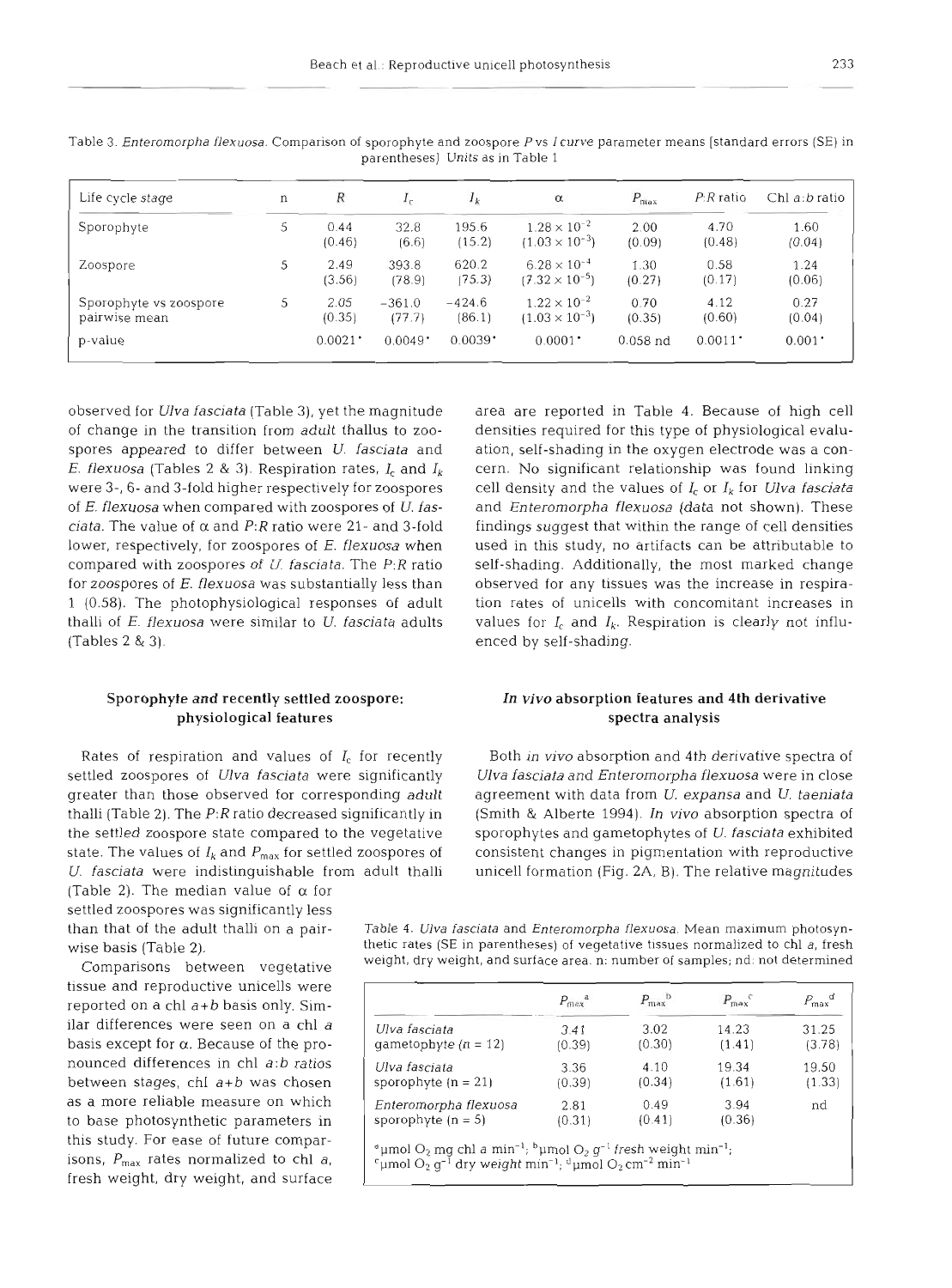Table 3. *Enteromorpha flexuosa*. Comparison of sporophyte and zoospore *P* vs *I* curve parameter means [standard errors (SE) in parentheses] Units as in Table 1

| Life cycle stage | n | $R$ | $I_c$ | $I_k$ | $\alpha$ | $P_{max}$ | P:R ratio | Chl a:b ratio |
|---|---|---|---|---|---|---|---|---|
| Sporophyte | 5 | 0.44 (0.46) | 32.8 (6.6) | 195.6 (15.2) | $1.28 \times 10^{-2}$ ($1.03 \times 10^{-3}$) | 2.00 (0.09) | 4.70 (0.48) | 1.60 (0.04) |
| Zoospore | 5 | 2.49 (3.56) | 393.8 (78.9) | 620.2 (75.3) | $6.28 \times 10^{-4}$ ($7.32 \times 10^{-5}$) | 1.30 (0.27) | 0.58 (0.17) | 1.24 (0.06) |
| Sporophyte vs zoospore pairwise mean | 5 | 2.05 (0.35) | −361.0 (77.7) | −424.6 (86.1) | $1.22 \times 10^{-2}$ ($1.03 \times 10^{-3}$) | 0.70 (0.35) | 4.12 (0.60) | 0.27 (0.04) |
| p-value | | 0.0021* | 0.0049* | 0.0039* | 0.0001* | 0.058 nd | 0.0011* | 0.001* |

observed for *Ulva fasciata* (Table 3), yet the magnitude of change in the transition from adult thallus to zoospores appeared to differ between *U. fasciata* and *E. flexuosa* (Tables 2 & 3). Respiration rates, $I_c$ and $I_k$ were 3-, 6- and 3-fold higher respectively for zoospores of *E. flexuosa* when compared with zoospores of *U. fasciata*. The value of $\alpha$ and *P:R* ratio were 21- and 3-fold lower, respectively, for zoospores of *E. flexuosa* when compared with zoospores of *U. fasciata*. The *P:R* ratio for zoospores of *E. flexuosa* was substantially less than 1 (0.58). The photophysiological responses of adult thalli of *E. flexuosa* were similar to *U. fasciata* adults (Tables 2 & 3).

## Sporophyte and recently settled zoospore: physiological features

Rates of respiration and values of $I_c$ for recently settled zoospores of *Ulva fasciata* were significantly greater than those observed for corresponding adult thalli (Table 2). The *P:R* ratio decreased significantly in the settled zoospore state compared to the vegetative state. The values of $I_k$ and $P_{max}$ for settled zoospores of *U. fasciata* were indistinguishable from adult thalli (Table 2). The median value of $\alpha$ for settled zoospores was significantly less than that of the adult thalli on a pairwise basis (Table 2).

Comparisons between vegetative tissue and reproductive unicells were reported on a chl *a+b* basis only. Similar differences were seen on a chl *a* basis except for $\alpha$. Because of the pronounced differences in chl *a:b* ratios between stages, chl *a+b* was chosen as a more reliable measure on which to base photosynthetic parameters in this study. For ease of future comparisons, $P_{max}$ rates normalized to chl *a*, fresh weight, dry weight, and surface area are reported in Table 4. Because of high cell densities required for this type of physiological evaluation, self-shading in the oxygen electrode was a concern. No significant relationship was found linking cell density and the values of $I_c$ or $I_k$ for *Ulva fasciata* and *Enteromorpha flexuosa* (data not shown). These findings suggest that within the range of cell densities used in this study, no artifacts can be attributable to self-shading. Additionally, the most marked change observed for any tissues was the increase in respiration rates of unicells with concomitant increases in values for $I_c$ and $I_k$. Respiration is clearly not influenced by self-shading.

## In vivo absorption features and 4th derivative spectra analysis

Both *in vivo* absorption and 4th derivative spectra of *Ulva fasciata* and *Enteromorpha flexuosa* were in close agreement with data from *U. expansa* and *U. taeniata* (Smith & Alberte 1994). *In vivo* absorption spectra of sporophytes and gametophytes of *U. fasciata* exhibited consistent changes in pigmentation with reproductive unicell formation (Fig. 2A, B). The relative magnitudes

Table 4. *Ulva fasciata* and *Enteromorpha flexuosa*. Mean maximum photosynthetic rates (SE in parentheses) of vegetative tissues normalized to chl *a*, fresh weight, dry weight, and surface area. n: number of samples; nd: not determined

| | $P_{max}$ [a] | $P_{max}$ [b] | $P_{max}$ [c] | $P_{max}$ [d] |
|---|---|---|---|---|
| *Ulva fasciata* gametophyte (n = 12) | 3.41 (0.39) | 3.02 (0.30) | 14.23 (1.41) | 31.25 (3.78) |
| *Ulva fasciata* sporophyte (n = 21) | 3.36 (0.39) | 4.10 (0.34) | 19.34 (1.61) | 19.50 (1.33) |
| *Enteromorpha flexuosa* sporophyte (n = 5) | 2.81 (0.31) | 0.49 (0.41) | 3.94 (0.36) | nd |

[a] µmol $O_2$ mg chl *a* $min^{-1}$; [b] µmol $O_2$ $g^{-1}$ fresh weight $min^{-1}$; [c] µmol $O_2$ $g^{-1}$ dry weight $min^{-1}$; [d] µmol $O_2$ $cm^{-2}$ $min^{-1}$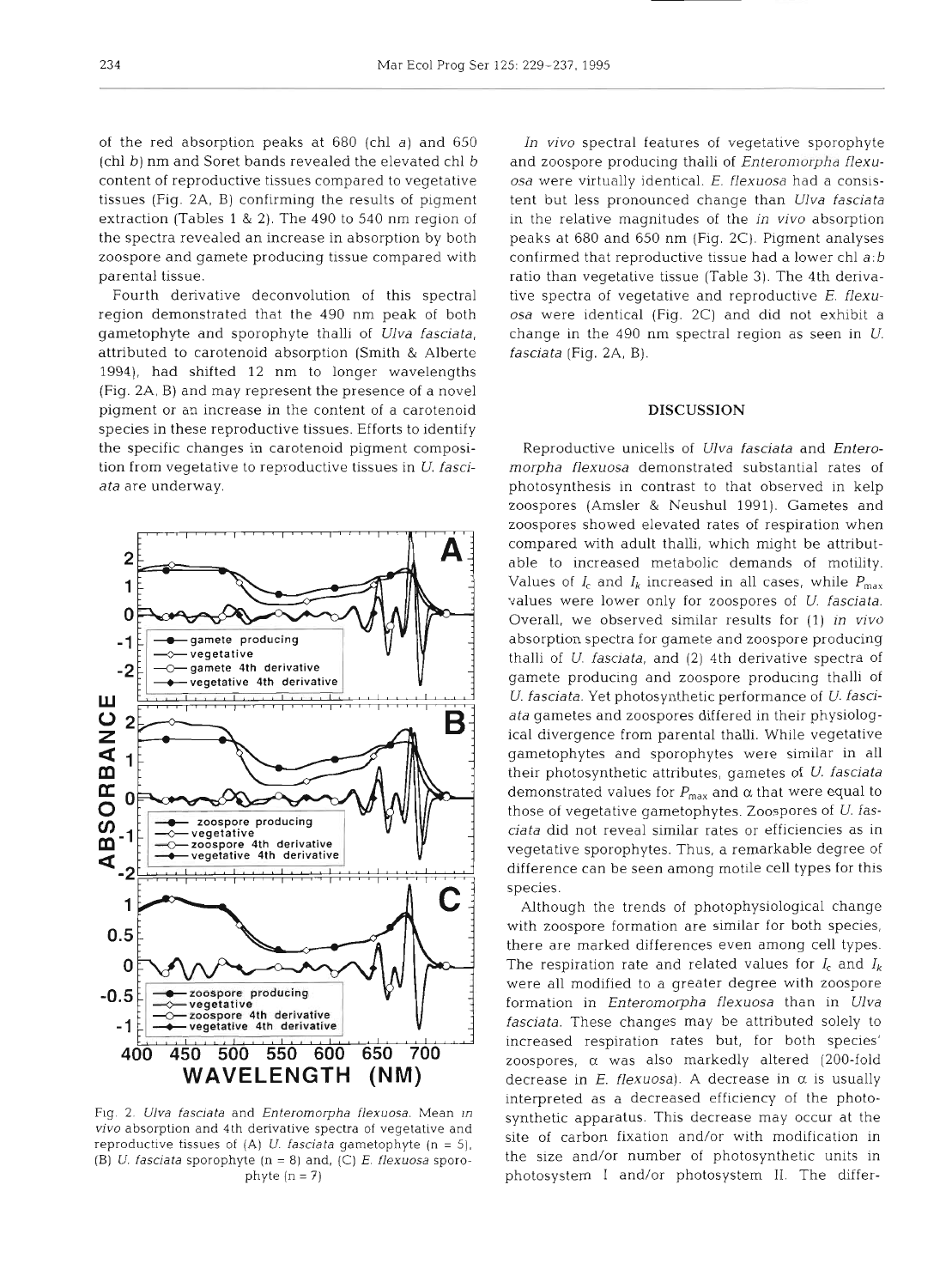of the red absorption peaks at 680 (chl *a*) and 650 (chl *b*) nm and Soret bands revealed the elevated chl *b* content of reproductive tissues compared to vegetative tissues (Fig. 2A, B) confirming the results of pigment extraction (Tables 1 & 2). The 490 to 540 nm region of the spectra revealed an increase in absorption by both zoospore and gamete producing tissue compared with parental tissue.

Fourth derivative deconvolution of this spectral region demonstrated that the 490 nm peak of both gametophyte and sporophyte thalli of *Ulva fasciata*, attributed to carotenoid absorption (Smith & Alberte 1994), had shifted 12 nm to longer wavelengths (Fig. 2A, B) and may represent the presence of a novel pigment or an increase in the content of a carotenoid species in these reproductive tissues. Efforts to identify the specific changes in carotenoid pigment composition from vegetative to reproductive tissues in *U. fasciata* are underway.

Fig. 2. *Ulva fasciata* and *Enteromorpha flexuosa*. Mean *in vivo* absorption and 4th derivative spectra of vegetative and reproductive tissues of (A) *U. fasciata* gametophyte (n = 5), (B) *U. fasciata* sporophyte (n = 8) and, (C) *E. flexuosa* sporophyte (n = 7)

*In vivo* spectral features of vegetative sporophyte and zoospore producing thalli of *Enteromorpha flexuosa* were virtually identical. *E. flexuosa* had a consistent but less pronounced change than *Ulva fasciata* in the relative magnitudes of the *in vivo* absorption peaks at 680 and 650 nm (Fig. 2C). Pigment analyses confirmed that reproductive tissue had a lower chl *a*:*b* ratio than vegetative tissue (Table 3). The 4th derivative spectra of vegetative and reproductive *E. flexuosa* were identical (Fig. 2C) and did not exhibit a change in the 490 nm spectral region as seen in *U. fasciata* (Fig. 2A, B).

## DISCUSSION

Reproductive unicells of *Ulva fasciata* and *Enteromorpha flexuosa* demonstrated substantial rates of photosynthesis in contrast to that observed in kelp zoospores (Amsler & Neushul 1991). Gametes and zoospores showed elevated rates of respiration when compared with adult thalli, which might be attributable to increased metabolic demands of motility. Values of $I_c$ and $I_k$ increased in all cases, while $P_{max}$ values were lower only for zoospores of *U. fasciata*. Overall, we observed similar results for (1) *in vivo* absorption spectra for gamete and zoospore producing thalli of *U. fasciata*, and (2) 4th derivative spectra of gamete producing and zoospore producing thalli of *U. fasciata*. Yet photosynthetic performance of *U. fasciata* gametes and zoospores differed in their physiological divergence from parental thalli. While vegetative gametophytes and sporophytes were similar in all their photosynthetic attributes, gametes of *U. fasciata* demonstrated values for $P_{max}$ and $\alpha$ that were equal to those of vegetative gametophytes. Zoospores of *U. fasciata* did not reveal similar rates or efficiencies as in vegetative sporophytes. Thus, a remarkable degree of difference can be seen among motile cell types for this species.

Although the trends of photophysiological change with zoospore formation are similar for both species, there are marked differences even among cell types. The respiration rate and related values for $I_c$ and $I_k$ were all modified to a greater degree with zoospore formation in *Enteromorpha flexuosa* than in *Ulva fasciata*. These changes may be attributed solely to increased respiration rates but, for both species' zoospores, $\alpha$ was also markedly altered (200-fold decrease in *E. flexuosa*). A decrease in $\alpha$ is usually interpreted as a decreased efficiency of the photosynthetic apparatus. This decrease may occur at the site of carbon fixation and/or with modification in the size and/or number of photosynthetic units in photosystem I and/or photosystem II. The differ-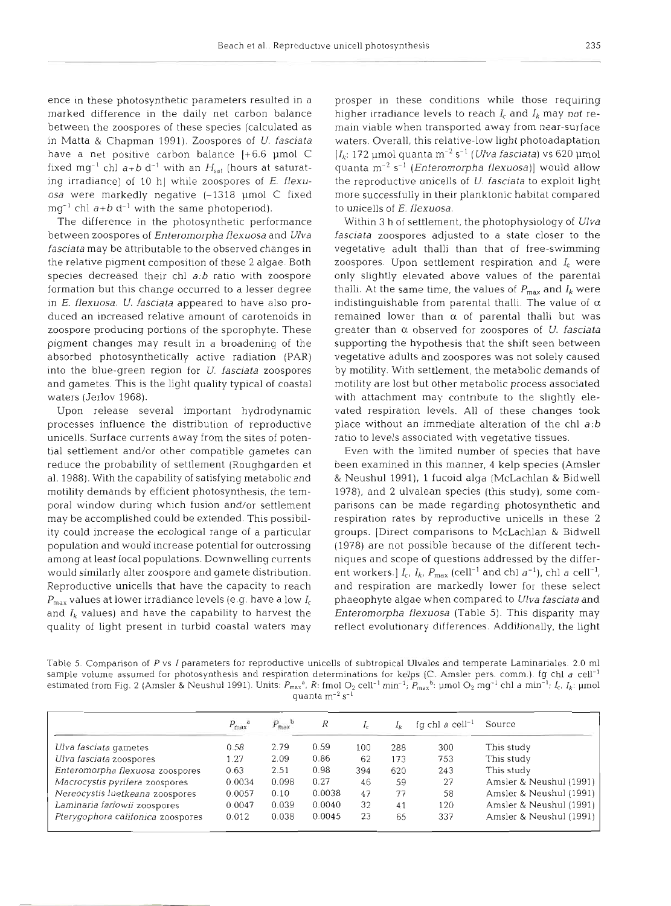ence in these photosynthetic parameters resulted in a marked difference in the daily net carbon balance between the zoospores of these species (calculated as in Matta & Chapman 1991). Zoospores of *U. fasciata* have a net positive carbon balance [+6.6 µmol C fixed $mg^{-1}$ chl $a+b$ $d^{-1}$ with an $H_{sat}$ (hours at saturating irradiance) of 10 h] while zoospores of *E. flexuosa* were markedly negative (−1318 µmol C fixed $mg^{-1}$ chl $a+b$ $d^{-1}$ with the same photoperiod).

The difference in the photosynthetic performance between zoospores of *Enteromorpha flexuosa* and *Ulva fasciata* may be attributable to the observed changes in the relative pigment composition of these 2 algae. Both species decreased their chl *a:b* ratio with zoospore formation but this change occurred to a lesser degree in *E. flexuosa*. *U. fasciata* appeared to have also produced an increased relative amount of carotenoids in zoospore producing portions of the sporophyte. These pigment changes may result in a broadening of the absorbed photosynthetically active radiation (PAR) into the blue-green region for *U. fasciata* zoospores and gametes. This is the light quality typical of coastal waters (Jerlov 1968).

Upon release several important hydrodynamic processes influence the distribution of reproductive unicells. Surface currents away from the sites of potential settlement and/or other compatible gametes can reduce the probability of settlement (Roughgarden et al. 1988). With the capability of satisfying metabolic and motility demands by efficient photosynthesis, the temporal window during which fusion and/or settlement may be accomplished could be extended. This possibility could increase the ecological range of a particular population and would increase potential for outcrossing among at least local populations. Downwelling currents would similarly alter zoospore and gamete distribution. Reproductive unicells that have the capacity to reach $P_{max}$ values at lower irradiance levels (e.g. have a low $I_c$ and $I_k$ values) and have the capability to harvest the quality of light present in turbid coastal waters may prosper in these conditions while those requiring higher irradiance levels to reach $I_c$ and $I_k$ may not remain viable when transported away from near-surface waters. Overall, this relative-low light photoadaptation [$I_k$: 172 µmol quanta $m^{-2}$ $s^{-1}$ (*Ulva fasciata*) vs 620 µmol quanta $m^{-2}$ $s^{-1}$ (*Enteromorpha flexuosa*)] would allow the reproductive unicells of *U. fasciata* to exploit light more successfully in their planktonic habitat compared to unicells of *E. flexuosa*.

Within 3 h of settlement, the photophysiology of *Ulva fasciata* zoospores adjusted to a state closer to the vegetative adult thalli than that of free-swimming zoospores. Upon settlement respiration and $I_c$ were only slightly elevated above values of the parental thalli. At the same time, the values of $P_{max}$ and $I_k$ were indistinguishable from parental thalli. The value of $\alpha$ remained lower than $\alpha$ of parental thalli but was greater than $\alpha$ observed for zoospores of *U. fasciata* supporting the hypothesis that the shift seen between vegetative adults and zoospores was not solely caused by motility. With settlement, the metabolic demands of motility are lost but other metabolic process associated with attachment may contribute to the slightly elevated respiration levels. All of these changes took place without an immediate alteration of the chl *a:b* ratio to levels associated with vegetative tissues.

Even with the limited number of species that have been examined in this manner, 4 kelp species (Amsler & Neushul 1991), 1 fucoid alga (McLachlan & Bidwell 1978), and 2 ulvalean species (this study), some comparisons can be made regarding photosynthetic and respiration rates by reproductive unicells in these 2 groups. [Direct comparisons to McLachlan & Bidwell (1978) are not possible because of the different techniques and scope of questions addressed by the different workers.] $I_c$, $I_k$, $P_{max}$ ($cell^{-1}$ and chl $a^{-1}$), chl *a* $cell^{-1}$, and respiration are markedly lower for these select phaeophyte algae when compared to *Ulva fasciata* and *Enteromorpha flexuosa* (Table 5). This disparity may reflect evolutionary differences. Additionally, the light

Table 5. Comparison of *P* vs *I* parameters for reproductive unicells of subtropical Ulvales and temperate Laminariales. 2.0 ml sample volume assumed for photosynthesis and respiration determinations for kelps (C. Amsler pers. comm.). fg chl *a* $cell^{-1}$ estimated from Fig. 2 (Amsler & Neushul 1991). Units: $P_{max}^{a}$, *R*: fmol $O_2$ $cell^{-1}$ $min^{-1}$; $P_{max}^{b}$: µmol $O_2$ $mg^{-1}$ chl *a* $min^{-1}$; $I_c$, $I_k$: µmol quanta $m^{-2}$ $s^{-1}$

| | $P_{max}^{a}$ | $P_{max}^{b}$ | *R* | $I_c$ | $I_k$ | fg chl *a* $cell^{-1}$ | Source |
|---|---|---|---|---|---|---|---|
| *Ulva fasciata* gametes | 0.58 | 2.79 | 0.59 | 100 | 288 | 300 | This study |
| *Ulva fasciata* zoospores | 1.27 | 2.09 | 0.86 | 62 | 173 | 753 | This study |
| *Enteromorpha flexuosa* zoospores | 0.63 | 2.51 | 0.98 | 394 | 620 | 243 | This study |
| *Macrocystis pyrifera* zoospores | 0.0034 | 0.098 | 0.27 | 46 | 59 | 27 | Amsler & Neushul (1991) |
| *Nereocystis luetkeana* zoospores | 0.0057 | 0.10 | 0.0038 | 47 | 77 | 58 | Amsler & Neushul (1991) |
| *Laminaria farlowii* zoospores | 0.0047 | 0.039 | 0.0040 | 32 | 41 | 120 | Amsler & Neushul (1991) |
| *Pterygophora californica* zoospores | 0.012 | 0.038 | 0.0045 | 23 | 65 | 337 | Amsler & Neushul (1991) |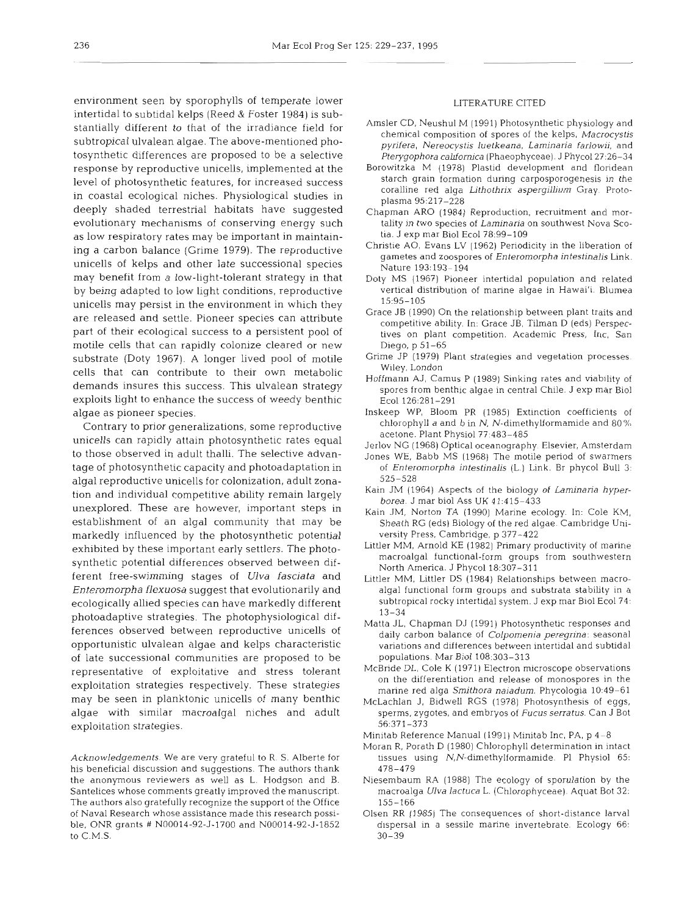environment seen by sporophylls of temperate lower intertidal to subtidal kelps (Reed & Foster 1984) is substantially different to that of the irradiance field for subtropical ulvalean algae. The above-mentioned photosynthetic differences are proposed to be a selective response by reproductive unicells, implemented at the level of photosynthetic features, for increased success in coastal ecological niches. Physiological studies in deeply shaded terrestrial habitats have suggested evolutionary mechanisms of conserving energy such as low respiratory rates may be important in maintaining a carbon balance (Grime 1979). The reproductive unicells of kelps and other late successional species may benefit from a low-light-tolerant strategy in that by being adapted to low light conditions, reproductive unicells may persist in the environment in which they are released and settle. Pioneer species can attribute part of their ecological success to a persistent pool of motile cells that can rapidly colonize cleared or new substrate (Doty 1967). A longer lived pool of motile cells that can contribute to their own metabolic demands insures this success. This ulvalean strategy exploits light to enhance the success of weedy benthic algae as pioneer species.

Contrary to prior generalizations, some reproductive unicells can rapidly attain photosynthetic rates equal to those observed in adult thalli. The selective advantage of photosynthetic capacity and photoadaptation in algal reproductive unicells for colonization, adult zonation and individual competitive ability remain largely unexplored. These are however, important steps in establishment of an algal community that may be markedly influenced by the photosynthetic potential exhibited by these important early settlers. The photosynthetic potential differences observed between different free-swimming stages of *Ulva fasciata* and *Enteromorpha flexuosa* suggest that evolutionarily and ecologically allied species can have markedly different photoadaptive strategies. The photophysiological differences observed between reproductive unicells of opportunistic ulvalean algae and kelps characteristic of late successional communities are proposed to be representative of exploitative and stress tolerant exploitation strategies respectively. These strategies may be seen in planktonic unicells of many benthic algae with similar macroalgal niches and adult exploitation strategies.

*Acknowledgements.* We are very grateful to R. S. Alberte for his beneficial discussion and suggestions. The authors thank the anonymous reviewers as well as L. Hodgson and B. Santelices whose comments greatly improved the manuscript. The authors also gratefully recognize the support of the Office of Naval Research whose assistance made this research possible, ONR grants # N00014-92-J-1700 and N00014-92-J-1852 to C.M.S.

## LITERATURE CITED

Amsler CD, Neushul M (1991) Photosynthetic physiology and chemical composition of spores of the kelps, *Macrocystis pyrifera*, *Nereocystis luetkeana*, *Laminaria farlowii*, and *Pterygophora californica* (Phaeophyceae). J Phycol 27:26–34

Borowitzka M (1978) Plastid development and floridean starch grain formation during carposporogenesis in the coralline red alga *Lithothrix aspergillium* Gray. Protoplasma 95:217–228

Chapman ARO (1984) Reproduction, recruitment and mortality in two species of *Laminaria* on southwest Nova Scotia. J exp mar Biol Ecol 78:99–109

Christie AO, Evans LV (1962) Periodicity in the liberation of gametes and zoospores of *Enteromorpha intestinalis* Link. Nature 193:193–194

Doty MS (1967) Pioneer intertidal population and related vertical distribution of marine algae in Hawai'i. Blumea 15:95–105

Grace JB (1990) On the relationship between plant traits and competitive ability. In: Grace JB, Tilman D (eds) Perspectives on plant competition. Academic Press, Inc, San Diego, p 51–65

Grime JP (1979) Plant strategies and vegetation processes. Wiley, London

Hoffmann AJ, Camus P (1989) Sinking rates and viability of spores from benthic algae in central Chile. J exp mar Biol Ecol 126:281–291

Inskeep WP, Bloom PR (1985) Extinction coefficients of chlorophyll *a* and *b* in *N*, *N*-dimethylformamide and 80% acetone. Plant Physiol 77:483–485

Jerlov NG (1968) Optical oceanography. Elsevier, Amsterdam

Jones WE, Babb MS (1968) The motile period of swarmers of *Enteromorpha intestinalis* (L.) Link. Br phycol Bull 3: 525–528

Kain JM (1964) Aspects of the biology of *Laminaria hyperborea*. J mar biol Ass UK 41:415–433

Kain JM, Norton TA (1990) Marine ecology. In: Cole KM, Sheath RG (eds) Biology of the red algae. Cambridge University Press, Cambridge, p 377–422

Littler MM, Arnold KE (1982) Primary productivity of marine macroalgal functional-form groups from southwestern North America. J Phycol 18:307–311

Littler MM, Littler DS (1984) Relationships between macroalgal functional form groups and substrata stability in a subtropical rocky intertidal system. J exp mar Biol Ecol 74: 13–34

Matta JL, Chapman DJ (1991) Photosynthetic responses and daily carbon balance of *Colpomenia peregrina*: seasonal variations and differences between intertidal and subtidal populations. Mar Biol 108:303–313

McBride DL, Cole K (1971) Electron microscope observations on the differentiation and release of monospores in the marine red alga *Smithora naiadum*. Phycologia 10:49–61

McLachlan J, Bidwell RGS (1978) Photosynthesis of eggs, sperms, zygotes, and embryos of *Fucus serratus*. Can J Bot 56:371–373

Minitab Reference Manual (1991) Minitab Inc, PA, p 4–8

Moran R, Porath D (1980) Chlorophyll determination in intact tissues using *N*,*N*-dimethylformamide. Pl Physiol 65: 478–479

Niesembaum RA (1988) The ecology of sporulation by the macroalga *Ulva lactuca* L. (Chlorophyceae). Aquat Bot 32: 155–166

Olsen RR (1985) The consequences of short-distance larval dispersal in a sessile marine invertebrate. Ecology 66: 30–39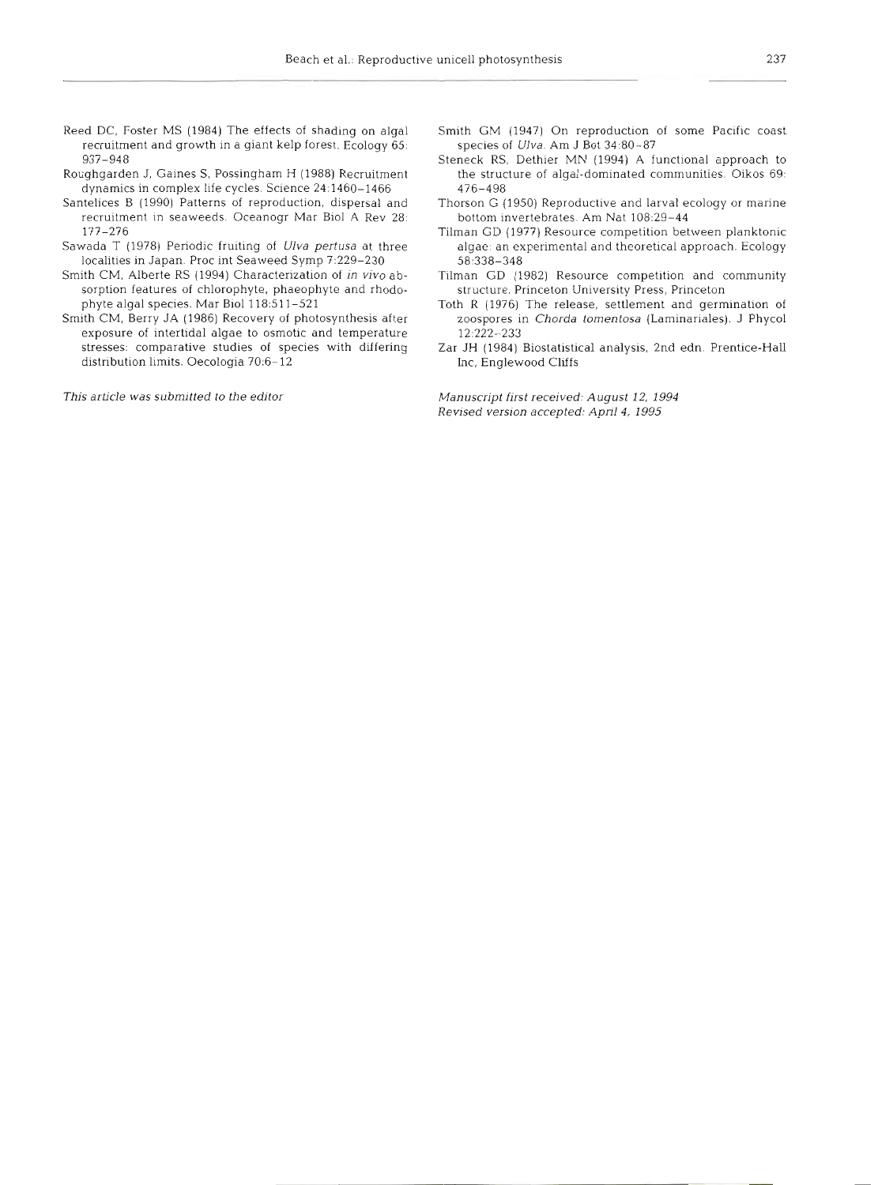Reed DC, Foster MS (1984) The effects of shading on algal recruitment and growth in a giant kelp forest. Ecology 65: 937–948

Roughgarden J, Gaines S, Possingham H (1988) Recruitment dynamics in complex life cycles. Science 24:1460–1466

Santelices B (1990) Patterns of reproduction, dispersal and recruitment in seaweeds. Oceanogr Mar Biol A Rev 28: 177–276

Sawada T (1978) Periodic fruiting of *Ulva pertusa* at three localities in Japan. Proc int Seaweed Symp 7:229–230

Smith CM, Alberte RS (1994) Characterization of *in vivo* absorption features of chlorophyte, phaeophyte and rhodophyte algal species. Mar Biol 118:511–521

Smith CM, Berry JA (1986) Recovery of photosynthesis after exposure of intertidal algae to osmotic and temperature stresses: comparative studies of species with differing distribution limits. Oecologia 70:6–12

Smith GM (1947) On reproduction of some Pacific coast species of *Ulva*. Am J Bot 34:80–87

Steneck RS, Dethier MN (1994) A functional approach to the structure of algal-dominated communities. Oikos 69: 476–498

Thorson G (1950) Reproductive and larval ecology or marine bottom invertebrates. Am Nat 108:29–44

Tilman GD (1977) Resource competition between planktonic algae: an experimental and theoretical approach. Ecology 58:338–348

Tilman GD (1982) Resource competition and community structure. Princeton University Press, Princeton

Toth R (1976) The release, settlement and germination of zoospores in *Chorda tomentosa* (Laminariales). J Phycol 12:222–233

Zar JH (1984) Biostatistical analysis, 2nd edn. Prentice-Hall Inc, Englewood Cliffs

*This article was submitted to the editor*

*Manuscript first received: August 12, 1994*
*Revised version accepted: April 4, 1995*